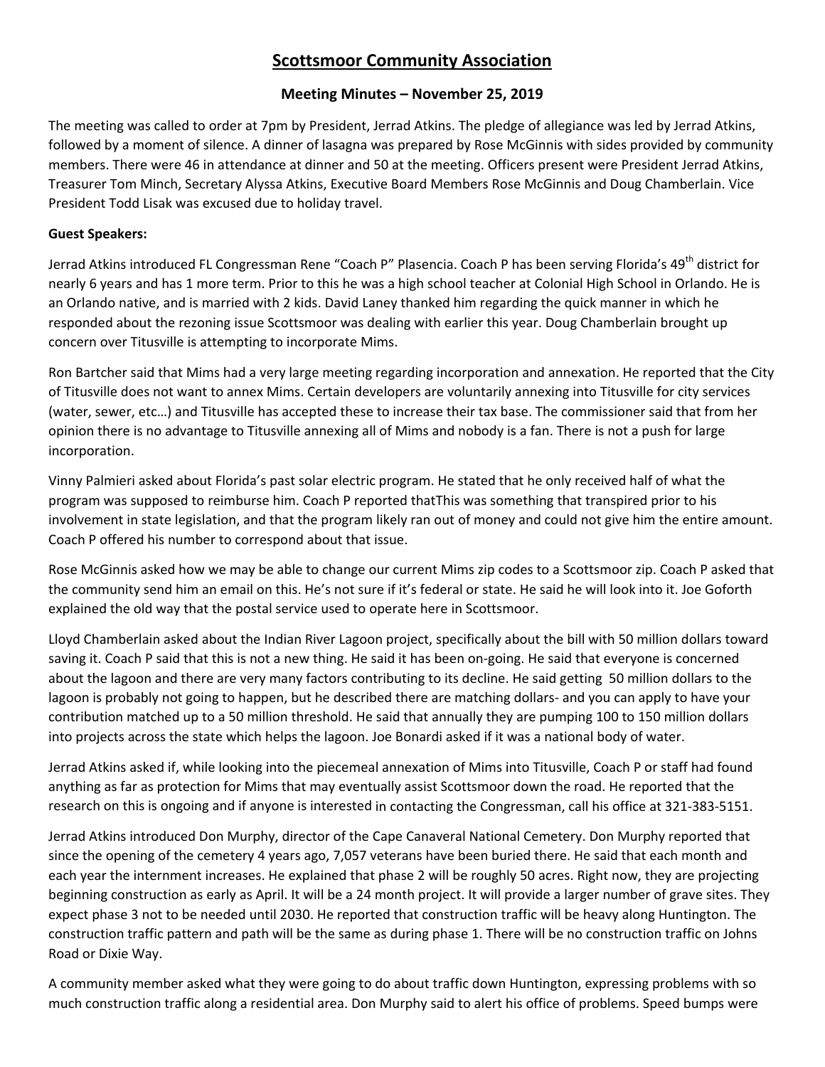# Scottsmoor Community Association

## Meeting Minutes – November 25, 2019

The meeting was called to order at 7pm by President, Jerrad Atkins. The pledge of allegiance was led by Jerrad Atkins, followed by a moment of silence. A dinner of lasagna was prepared by Rose McGinnis with sides provided by community members. There were 46 in attendance at dinner and 50 at the meeting. Officers present were President Jerrad Atkins, Treasurer Tom Minch, Secretary Alyssa Atkins, Executive Board Members Rose McGinnis and Doug Chamberlain. Vice President Todd Lisak was excused due to holiday travel.

**Guest Speakers:**

Jerrad Atkins introduced FL Congressman Rene "Coach P" Plasencia. Coach P has been serving Florida's 49th district for nearly 6 years and has 1 more term. Prior to this he was a high school teacher at Colonial High School in Orlando. He is an Orlando native, and is married with 2 kids. David Laney thanked him regarding the quick manner in which he responded about the rezoning issue Scottsmoor was dealing with earlier this year. Doug Chamberlain brought up concern over Titusville is attempting to incorporate Mims.

Ron Bartcher said that Mims had a very large meeting regarding incorporation and annexation. He reported that the City of Titusville does not want to annex Mims. Certain developers are voluntarily annexing into Titusville for city services (water, sewer, etc…) and Titusville has accepted these to increase their tax base. The commissioner said that from her opinion there is no advantage to Titusville annexing all of Mims and nobody is a fan. There is not a push for large incorporation.

Vinny Palmieri asked about Florida's past solar electric program. He stated that he only received half of what the program was supposed to reimburse him. Coach P reported thatThis was something that transpired prior to his involvement in state legislation, and that the program likely ran out of money and could not give him the entire amount. Coach P offered his number to correspond about that issue.

Rose McGinnis asked how we may be able to change our current Mims zip codes to a Scottsmoor zip. Coach P asked that the community send him an email on this. He's not sure if it's federal or state. He said he will look into it. Joe Goforth explained the old way that the postal service used to operate here in Scottsmoor.

Lloyd Chamberlain asked about the Indian River Lagoon project, specifically about the bill with 50 million dollars toward saving it. Coach P said that this is not a new thing. He said it has been on-going. He said that everyone is concerned about the lagoon and there are very many factors contributing to its decline. He said getting 50 million dollars to the lagoon is probably not going to happen, but he described there are matching dollars- and you can apply to have your contribution matched up to a 50 million threshold. He said that annually they are pumping 100 to 150 million dollars into projects across the state which helps the lagoon. Joe Bonardi asked if it was a national body of water.

Jerrad Atkins asked if, while looking into the piecemeal annexation of Mims into Titusville, Coach P or staff had found anything as far as protection for Mims that may eventually assist Scottsmoor down the road. He reported that the research on this is ongoing and if anyone is interested in contacting the Congressman, call his office at 321-383-5151.

Jerrad Atkins introduced Don Murphy, director of the Cape Canaveral National Cemetery. Don Murphy reported that since the opening of the cemetery 4 years ago, 7,057 veterans have been buried there. He said that each month and each year the internment increases. He explained that phase 2 will be roughly 50 acres. Right now, they are projecting beginning construction as early as April. It will be a 24 month project. It will provide a larger number of grave sites. They expect phase 3 not to be needed until 2030. He reported that construction traffic will be heavy along Huntington. The construction traffic pattern and path will be the same as during phase 1. There will be no construction traffic on Johns Road or Dixie Way.

A community member asked what they were going to do about traffic down Huntington, expressing problems with so much construction traffic along a residential area. Don Murphy said to alert his office of problems. Speed bumps were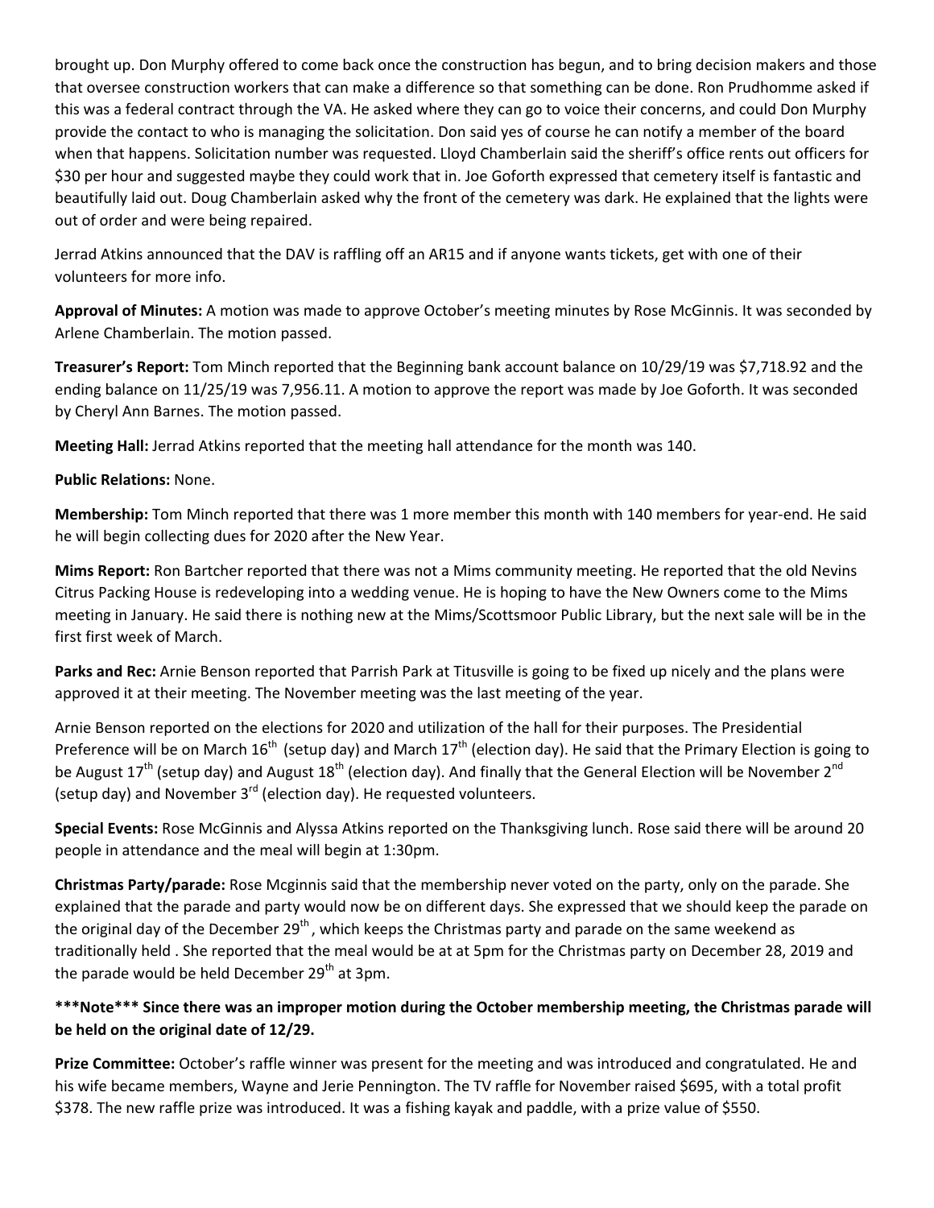brought up. Don Murphy offered to come back once the construction has begun, and to bring decision makers and those that oversee construction workers that can make a difference so that something can be done. Ron Prudhomme asked if this was a federal contract through the VA. He asked where they can go to voice their concerns, and could Don Murphy provide the contact to who is managing the solicitation. Don said yes of course he can notify a member of the board when that happens. Solicitation number was requested. Lloyd Chamberlain said the sheriff's office rents out officers for $30 per hour and suggested maybe they could work that in. Joe Goforth expressed that cemetery itself is fantastic and beautifully laid out. Doug Chamberlain asked why the front of the cemetery was dark. He explained that the lights were out of order and were being repaired.

Jerrad Atkins announced that the DAV is raffling off an AR15 and if anyone wants tickets, get with one of their volunteers for more info.

**Approval of Minutes:** A motion was made to approve October's meeting minutes by Rose McGinnis. It was seconded by Arlene Chamberlain. The motion passed.

**Treasurer's Report:** Tom Minch reported that the Beginning bank account balance on 10/29/19 was $7,718.92 and the ending balance on 11/25/19 was 7,956.11. A motion to approve the report was made by Joe Goforth. It was seconded by Cheryl Ann Barnes. The motion passed.

**Meeting Hall:** Jerrad Atkins reported that the meeting hall attendance for the month was 140.

**Public Relations:** None.

**Membership:** Tom Minch reported that there was 1 more member this month with 140 members for year-end. He said he will begin collecting dues for 2020 after the New Year.

**Mims Report:** Ron Bartcher reported that there was not a Mims community meeting. He reported that the old Nevins Citrus Packing House is redeveloping into a wedding venue. He is hoping to have the New Owners come to the Mims meeting in January. He said there is nothing new at the Mims/Scottsmoor Public Library, but the next sale will be in the first first week of March.

**Parks and Rec:** Arnie Benson reported that Parrish Park at Titusville is going to be fixed up nicely and the plans were approved it at their meeting. The November meeting was the last meeting of the year.

Arnie Benson reported on the elections for 2020 and utilization of the hall for their purposes. The Presidential Preference will be on March 16th (setup day) and March 17th (election day). He said that the Primary Election is going to be August 17th (setup day) and August 18th (election day). And finally that the General Election will be November 2nd (setup day) and November 3rd (election day). He requested volunteers.

**Special Events:** Rose McGinnis and Alyssa Atkins reported on the Thanksgiving lunch. Rose said there will be around 20 people in attendance and the meal will begin at 1:30pm.

**Christmas Party/parade:** Rose Mcginnis said that the membership never voted on the party, only on the parade. She explained that the parade and party would now be on different days. She expressed that we should keep the parade on the original day of the December 29th , which keeps the Christmas party and parade on the same weekend as traditionally held . She reported that the meal would be at at 5pm for the Christmas party on December 28, 2019 and the parade would be held December 29th at 3pm.

**\*\*\*Note\*\*\* Since there was an improper motion during the October membership meeting, the Christmas parade will be held on the original date of 12/29.**

**Prize Committee:** October's raffle winner was present for the meeting and was introduced and congratulated. He and his wife became members, Wayne and Jerie Pennington. The TV raffle for November raised $695, with a total profit $378. The new raffle prize was introduced. It was a fishing kayak and paddle, with a prize value of $550.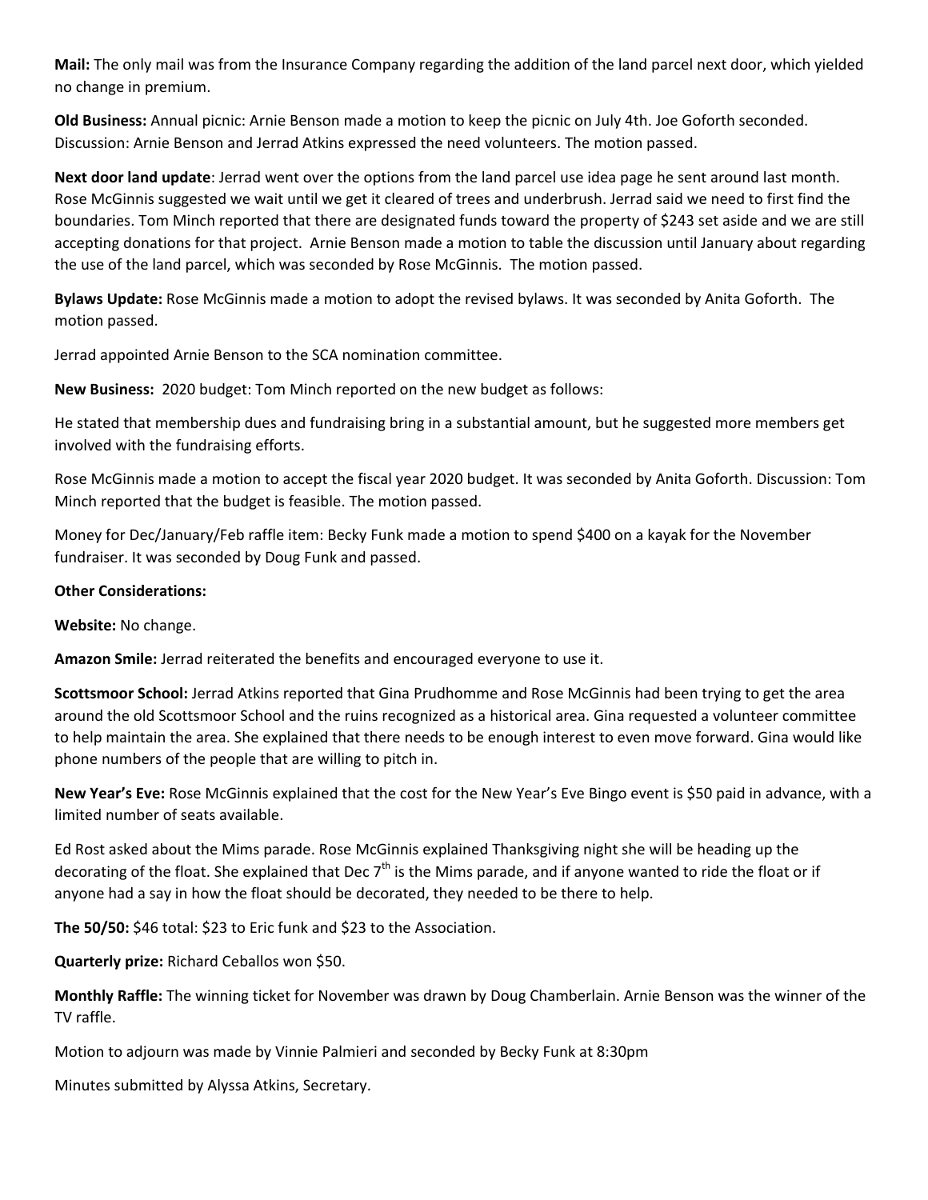**Mail:** The only mail was from the Insurance Company regarding the addition of the land parcel next door, which yielded no change in premium.

**Old Business:** Annual picnic: Arnie Benson made a motion to keep the picnic on July 4th. Joe Goforth seconded. Discussion: Arnie Benson and Jerrad Atkins expressed the need volunteers. The motion passed.

**Next door land update**: Jerrad went over the options from the land parcel use idea page he sent around last month. Rose McGinnis suggested we wait until we get it cleared of trees and underbrush. Jerrad said we need to first find the boundaries. Tom Minch reported that there are designated funds toward the property of $243 set aside and we are still accepting donations for that project. Arnie Benson made a motion to table the discussion until January about regarding the use of the land parcel, which was seconded by Rose McGinnis. The motion passed.

**Bylaws Update:** Rose McGinnis made a motion to adopt the revised bylaws. It was seconded by Anita Goforth. The motion passed.

Jerrad appointed Arnie Benson to the SCA nomination committee.

**New Business:** 2020 budget: Tom Minch reported on the new budget as follows:

He stated that membership dues and fundraising bring in a substantial amount, but he suggested more members get involved with the fundraising efforts.

Rose McGinnis made a motion to accept the fiscal year 2020 budget. It was seconded by Anita Goforth. Discussion: Tom Minch reported that the budget is feasible. The motion passed.

Money for Dec/January/Feb raffle item: Becky Funk made a motion to spend $400 on a kayak for the November fundraiser. It was seconded by Doug Funk and passed.

**Other Considerations:**

**Website:** No change.

**Amazon Smile:** Jerrad reiterated the benefits and encouraged everyone to use it.

**Scottsmoor School:** Jerrad Atkins reported that Gina Prudhomme and Rose McGinnis had been trying to get the area around the old Scottsmoor School and the ruins recognized as a historical area. Gina requested a volunteer committee to help maintain the area. She explained that there needs to be enough interest to even move forward. Gina would like phone numbers of the people that are willing to pitch in.

**New Year's Eve:** Rose McGinnis explained that the cost for the New Year's Eve Bingo event is $50 paid in advance, with a limited number of seats available.

Ed Rost asked about the Mims parade. Rose McGinnis explained Thanksgiving night she will be heading up the decorating of the float. She explained that Dec 7th is the Mims parade, and if anyone wanted to ride the float or if anyone had a say in how the float should be decorated, they needed to be there to help.

**The 50/50:** $46 total: $23 to Eric funk and $23 to the Association.

**Quarterly prize:** Richard Ceballos won $50.

**Monthly Raffle:** The winning ticket for November was drawn by Doug Chamberlain. Arnie Benson was the winner of the TV raffle.

Motion to adjourn was made by Vinnie Palmieri and seconded by Becky Funk at 8:30pm

Minutes submitted by Alyssa Atkins, Secretary.